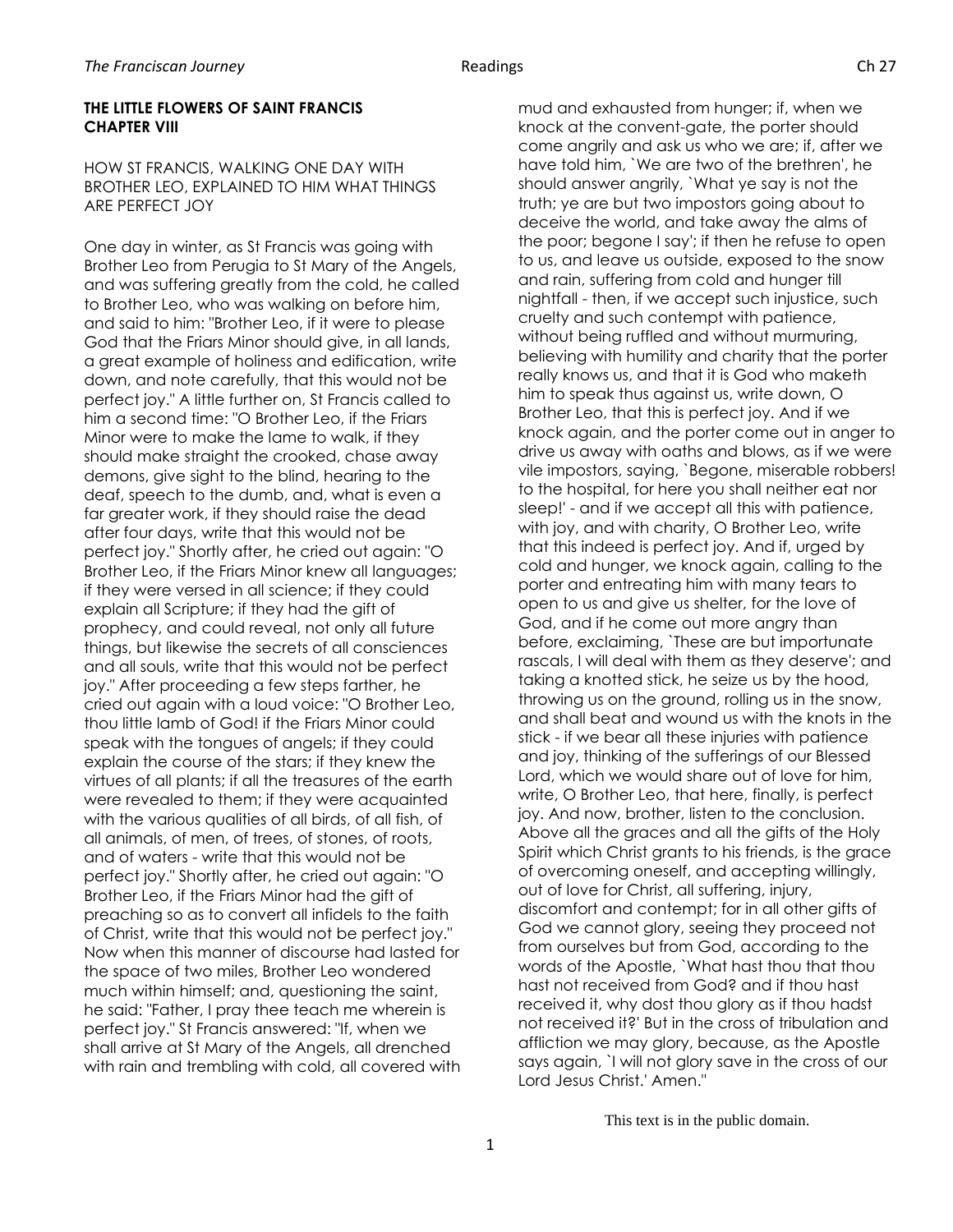**THE LITTLE FLOWERS OF SAINT FRANCIS**
**CHAPTER VIII**

HOW ST FRANCIS, WALKING ONE DAY WITH BROTHER LEO, EXPLAINED TO HIM WHAT THINGS ARE PERFECT JOY

One day in winter, as St Francis was going with Brother Leo from Perugia to St Mary of the Angels, and was suffering greatly from the cold, he called to Brother Leo, who was walking on before him, and said to him: "Brother Leo, if it were to please God that the Friars Minor should give, in all lands, a great example of holiness and edification, write down, and note carefully, that this would not be perfect joy." A little further on, St Francis called to him a second time: "O Brother Leo, if the Friars Minor were to make the lame to walk, if they should make straight the crooked, chase away demons, give sight to the blind, hearing to the deaf, speech to the dumb, and, what is even a far greater work, if they should raise the dead after four days, write that this would not be perfect joy." Shortly after, he cried out again: "O Brother Leo, if the Friars Minor knew all languages; if they were versed in all science; if they could explain all Scripture; if they had the gift of prophecy, and could reveal, not only all future things, but likewise the secrets of all consciences and all souls, write that this would not be perfect joy." After proceeding a few steps farther, he cried out again with a loud voice: "O Brother Leo, thou little lamb of God! if the Friars Minor could speak with the tongues of angels; if they could explain the course of the stars; if they knew the virtues of all plants; if all the treasures of the earth were revealed to them; if they were acquainted with the various qualities of all birds, of all fish, of all animals, of men, of trees, of stones, of roots, and of waters - write that this would not be perfect joy." Shortly after, he cried out again: "O Brother Leo, if the Friars Minor had the gift of preaching so as to convert all infidels to the faith of Christ, write that this would not be perfect joy." Now when this manner of discourse had lasted for the space of two miles, Brother Leo wondered much within himself; and, questioning the saint, he said: "Father, I pray thee teach me wherein is perfect joy." St Francis answered: "If, when we shall arrive at St Mary of the Angels, all drenched with rain and trembling with cold, all covered with mud and exhausted from hunger; if, when we knock at the convent-gate, the porter should come angrily and ask us who we are; if, after we have told him, `We are two of the brethren', he should answer angrily, `What ye say is not the truth; ye are but two impostors going about to deceive the world, and take away the alms of the poor; begone I say'; if then he refuse to open to us, and leave us outside, exposed to the snow and rain, suffering from cold and hunger till nightfall - then, if we accept such injustice, such cruelty and such contempt with patience, without being ruffled and without murmuring, believing with humility and charity that the porter really knows us, and that it is God who maketh him to speak thus against us, write down, O Brother Leo, that this is perfect joy. And if we knock again, and the porter come out in anger to drive us away with oaths and blows, as if we were vile impostors, saying, `Begone, miserable robbers! to the hospital, for here you shall neither eat nor sleep!' - and if we accept all this with patience, with joy, and with charity, O Brother Leo, write that this indeed is perfect joy. And if, urged by cold and hunger, we knock again, calling to the porter and entreating him with many tears to open to us and give us shelter, for the love of God, and if he come out more angry than before, exclaiming, `These are but importunate rascals, I will deal with them as they deserve'; and taking a knotted stick, he seize us by the hood, throwing us on the ground, rolling us in the snow, and shall beat and wound us with the knots in the stick - if we bear all these injuries with patience and joy, thinking of the sufferings of our Blessed Lord, which we would share out of love for him, write, O Brother Leo, that here, finally, is perfect joy. And now, brother, listen to the conclusion. Above all the graces and all the gifts of the Holy Spirit which Christ grants to his friends, is the grace of overcoming oneself, and accepting willingly, out of love for Christ, all suffering, injury, discomfort and contempt; for in all other gifts of God we cannot glory, seeing they proceed not from ourselves but from God, according to the words of the Apostle, `What hast thou that thou hast not received from God? and if thou hast received it, why dost thou glory as if thou hadst not received it?' But in the cross of tribulation and affliction we may glory, because, as the Apostle says again, `I will not glory save in the cross of our Lord Jesus Christ.' Amen."

This text is in the public domain.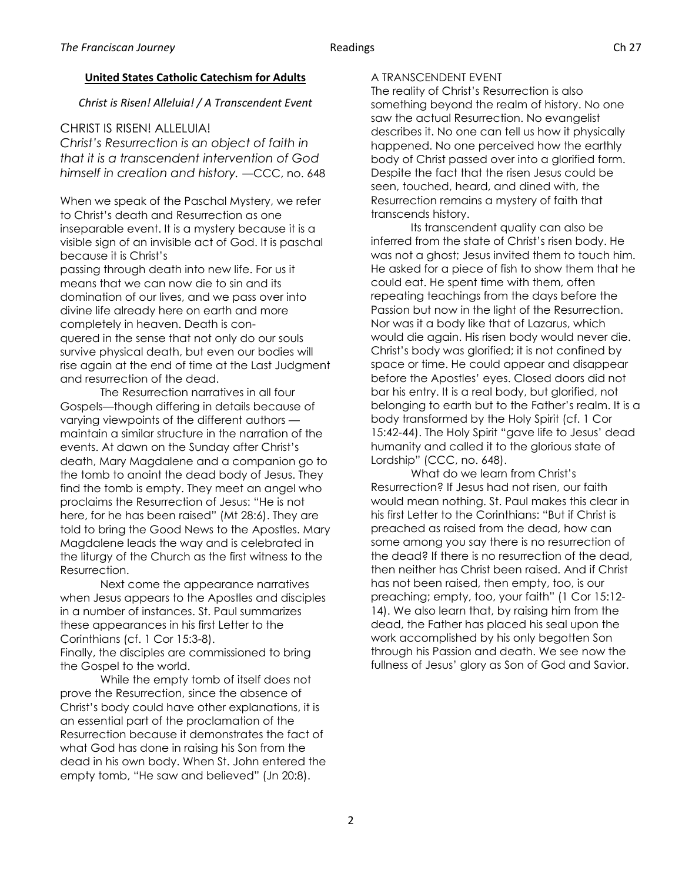## United States Catholic Catechism for Adults

*Christ is Risen! Alleluia! / A Transcendent Event*

### CHRIST IS RISEN! ALLELUIA!

*Christ's Resurrection is an object of faith in that it is a transcendent intervention of God himself in creation and history.* —CCC, no. 648

When we speak of the Paschal Mystery, we refer to Christ's death and Resurrection as one inseparable event. It is a mystery because it is a visible sign of an invisible act of God. It is paschal because it is Christ's passing through death into new life. For us it means that we can now die to sin and its domination of our lives, and we pass over into divine life already here on earth and more completely in heaven. Death is conquered in the sense that not only do our souls survive physical death, but even our bodies will rise again at the end of time at the Last Judgment and resurrection of the dead.

The Resurrection narratives in all four Gospels—though differing in details because of varying viewpoints of the different authors — maintain a similar structure in the narration of the events. At dawn on the Sunday after Christ's death, Mary Magdalene and a companion go to the tomb to anoint the dead body of Jesus. They find the tomb is empty. They meet an angel who proclaims the Resurrection of Jesus: "He is not here, for he has been raised" (Mt 28:6). They are told to bring the Good News to the Apostles. Mary Magdalene leads the way and is celebrated in the liturgy of the Church as the first witness to the Resurrection.

Next come the appearance narratives when Jesus appears to the Apostles and disciples in a number of instances. St. Paul summarizes these appearances in his first Letter to the Corinthians (cf. 1 Cor 15:3-8).
Finally, the disciples are commissioned to bring the Gospel to the world.

While the empty tomb of itself does not prove the Resurrection, since the absence of Christ's body could have other explanations, it is an essential part of the proclamation of the Resurrection because it demonstrates the fact of what God has done in raising his Son from the dead in his own body. When St. John entered the empty tomb, "He saw and believed" (Jn 20:8).

### A TRANSCENDENT EVENT

The reality of Christ's Resurrection is also something beyond the realm of history. No one saw the actual Resurrection. No evangelist describes it. No one can tell us how it physically happened. No one perceived how the earthly body of Christ passed over into a glorified form. Despite the fact that the risen Jesus could be seen, touched, heard, and dined with, the Resurrection remains a mystery of faith that transcends history.

Its transcendent quality can also be inferred from the state of Christ's risen body. He was not a ghost; Jesus invited them to touch him. He asked for a piece of fish to show them that he could eat. He spent time with them, often repeating teachings from the days before the Passion but now in the light of the Resurrection. Nor was it a body like that of Lazarus, which would die again. His risen body would never die. Christ's body was glorified; it is not confined by space or time. He could appear and disappear before the Apostles' eyes. Closed doors did not bar his entry. It is a real body, but glorified, not belonging to earth but to the Father's realm. It is a body transformed by the Holy Spirit (cf. 1 Cor 15:42-44). The Holy Spirit "gave life to Jesus' dead humanity and called it to the glorious state of Lordship" (CCC, no. 648).

What do we learn from Christ's Resurrection? If Jesus had not risen, our faith would mean nothing. St. Paul makes this clear in his first Letter to the Corinthians: "But if Christ is preached as raised from the dead, how can some among you say there is no resurrection of the dead? If there is no resurrection of the dead, then neither has Christ been raised. And if Christ has not been raised, then empty, too, is our preaching; empty, too, your faith" (1 Cor 15:12-14). We also learn that, by raising him from the dead, the Father has placed his seal upon the work accomplished by his only begotten Son through his Passion and death. We see now the fullness of Jesus' glory as Son of God and Savior.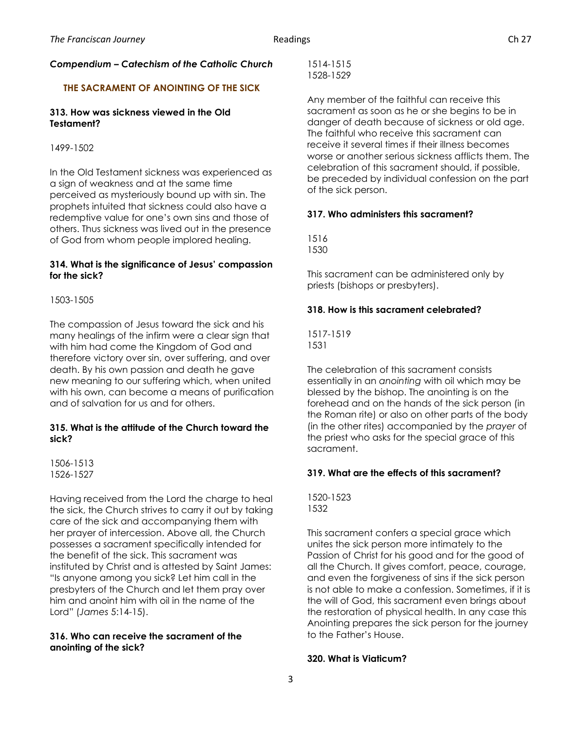***Compendium – Catechism of the Catholic Church***

## THE SACRAMENT OF ANOINTING OF THE SICK

**313. How was sickness viewed in the Old Testament?**

1499-1502

In the Old Testament sickness was experienced as a sign of weakness and at the same time perceived as mysteriously bound up with sin. The prophets intuited that sickness could also have a redemptive value for one's own sins and those of others. Thus sickness was lived out in the presence of God from whom people implored healing.

**314. What is the significance of Jesus' compassion for the sick?**

1503-1505

The compassion of Jesus toward the sick and his many healings of the infirm were a clear sign that with him had come the Kingdom of God and therefore victory over sin, over suffering, and over death. By his own passion and death he gave new meaning to our suffering which, when united with his own, can become a means of purification and of salvation for us and for others.

**315. What is the attitude of the Church toward the sick?**

1506-1513
1526-1527

Having received from the Lord the charge to heal the sick, the Church strives to carry it out by taking care of the sick and accompanying them with her prayer of intercession. Above all, the Church possesses a sacrament specifically intended for the benefit of the sick. This sacrament was instituted by Christ and is attested by Saint James: "Is anyone among you sick? Let him call in the presbyters of the Church and let them pray over him and anoint him with oil in the name of the Lord" (*James* 5:14-15).

**316. Who can receive the sacrament of the anointing of the sick?**

1514-1515
1528-1529

Any member of the faithful can receive this sacrament as soon as he or she begins to be in danger of death because of sickness or old age. The faithful who receive this sacrament can receive it several times if their illness becomes worse or another serious sickness afflicts them. The celebration of this sacrament should, if possible, be preceded by individual confession on the part of the sick person.

**317. Who administers this sacrament?**

1516
1530

This sacrament can be administered only by priests (bishops or presbyters).

**318. How is this sacrament celebrated?**

1517-1519
1531

The celebration of this sacrament consists essentially in an *anointing* with oil which may be blessed by the bishop. The anointing is on the forehead and on the hands of the sick person (in the Roman rite) or also on other parts of the body (in the other rites) accompanied by the *prayer* of the priest who asks for the special grace of this sacrament.

**319. What are the effects of this sacrament?**

1520-1523
1532

This sacrament confers a special grace which unites the sick person more intimately to the Passion of Christ for his good and for the good of all the Church. It gives comfort, peace, courage, and even the forgiveness of sins if the sick person is not able to make a confession. Sometimes, if it is the will of God, this sacrament even brings about the restoration of physical health. In any case this Anointing prepares the sick person for the journey to the Father's House.

**320. What is Viaticum?**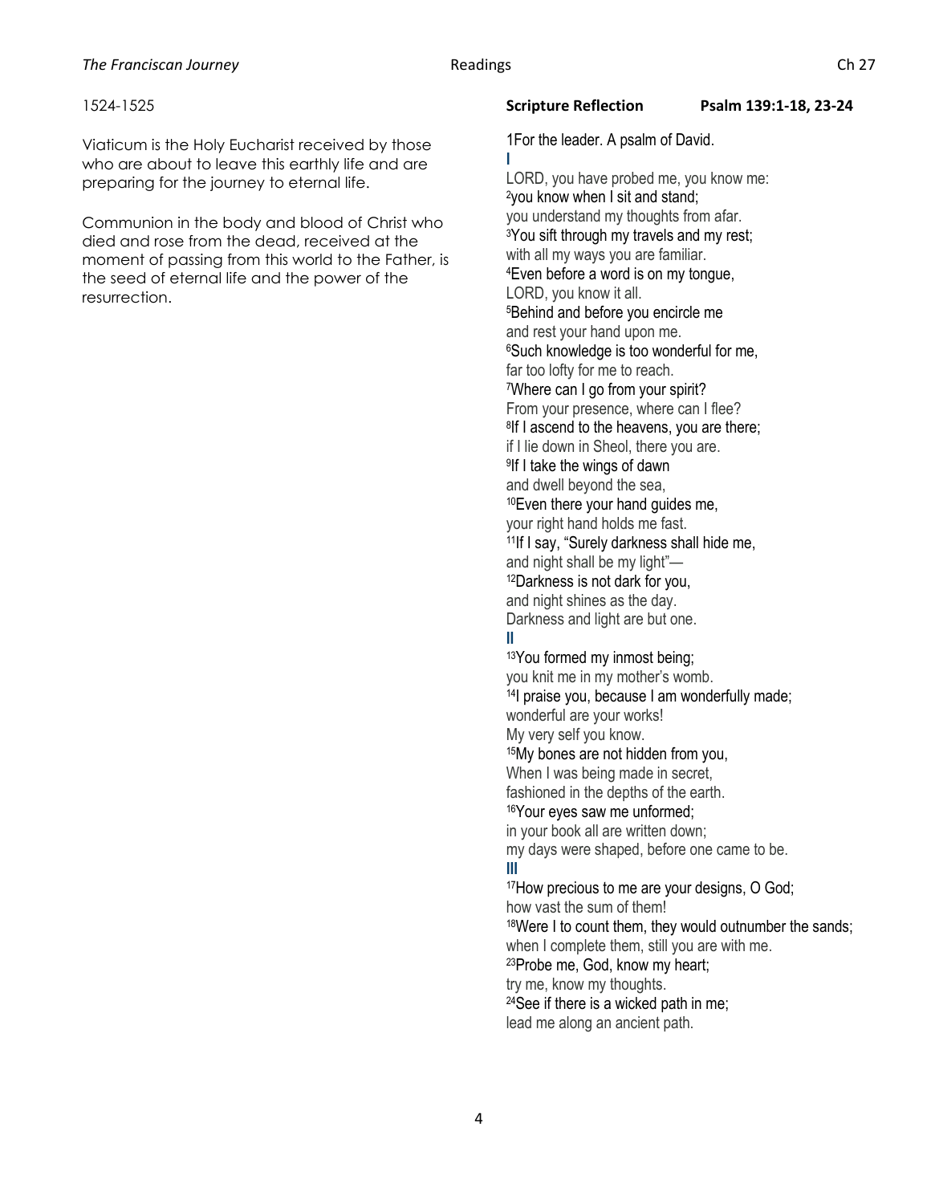1524-1525

Viaticum is the Holy Eucharist received by those who are about to leave this earthly life and are preparing for the journey to eternal life.

Communion in the body and blood of Christ who died and rose from the dead, received at the moment of passing from this world to the Father, is the seed of eternal life and the power of the resurrection.

**Scripture Reflection — Psalm 139:1-18, 23-24**

1For the leader. A psalm of David.

**I**

LORD, you have probed me, you know me:
2you know when I sit and stand;
you understand my thoughts from afar.
3You sift through my travels and my rest;
with all my ways you are familiar.
4Even before a word is on my tongue,
LORD, you know it all.
5Behind and before you encircle me
and rest your hand upon me.
6Such knowledge is too wonderful for me,
far too lofty for me to reach.
7Where can I go from your spirit?
From your presence, where can I flee?
8If I ascend to the heavens, you are there;
if I lie down in Sheol, there you are.
9If I take the wings of dawn
and dwell beyond the sea,
10Even there your hand guides me,
your right hand holds me fast.
11If I say, "Surely darkness shall hide me,
and night shall be my light"—
12Darkness is not dark for you,
and night shines as the day.
Darkness and light are but one.

**II**

13You formed my inmost being;
you knit me in my mother's womb.
14I praise you, because I am wonderfully made;
wonderful are your works!
My very self you know.
15My bones are not hidden from you,
When I was being made in secret,
fashioned in the depths of the earth.
16Your eyes saw me unformed;
in your book all are written down;
my days were shaped, before one came to be.

**III**

17How precious to me are your designs, O God;
how vast the sum of them!
18Were I to count them, they would outnumber the sands;
when I complete them, still you are with me.
23Probe me, God, know my heart;
try me, know my thoughts.
24See if there is a wicked path in me;
lead me along an ancient path.